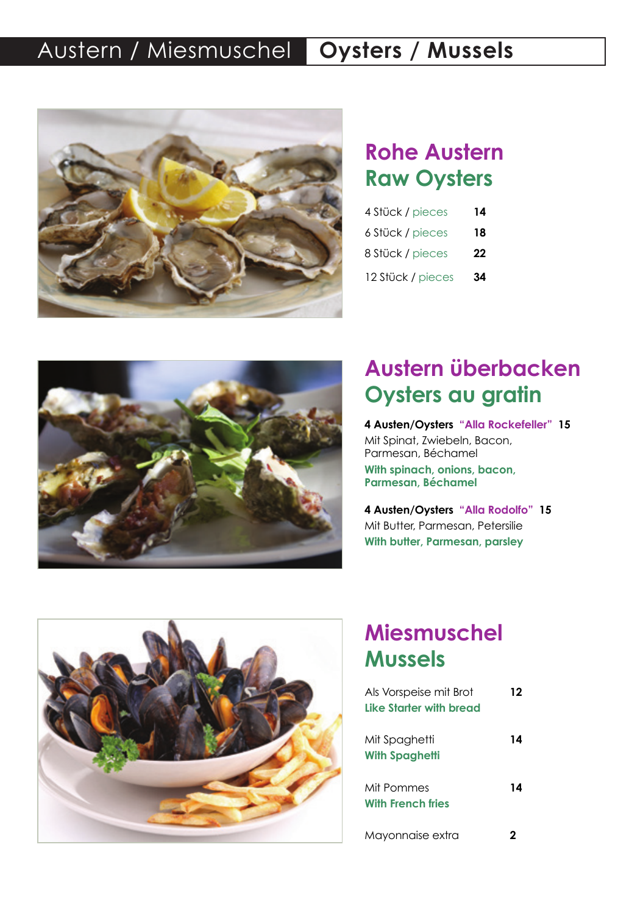# Austern / Miesmuschel — Oysters / Mussels

## Rohe Austern
## Raw Oysters

| | |
|---|---|
| 4 Stück / pieces | **14** |
| 6 Stück / pieces | **18** |
| 8 Stück / pieces | **22** |
| 12 Stück / pieces | **34** |

## Austern überbacken
## Oysters au gratin

**4 Austen/Oysters "Alla Rockefeller" 15**
Mit Spinat, Zwiebeln, Bacon, Parmesan, Béchamel
**With spinach, onions, bacon, Parmesan, Béchamel**

**4 Austen/Oysters "Alla Rodolfo" 15**
Mit Butter, Parmesan, Petersilie
**With butter, Parmesan, parsley**

## Miesmuschel
## Mussels

| | |
|---|---|
| Als Vorspeise mit Brot<br>**Like Starter with bread** | **12** |
| Mit Spaghetti<br>**With Spaghetti** | **14** |
| Mit Pommes<br>**With French fries** | **14** |
| Mayonnaise extra | **2** |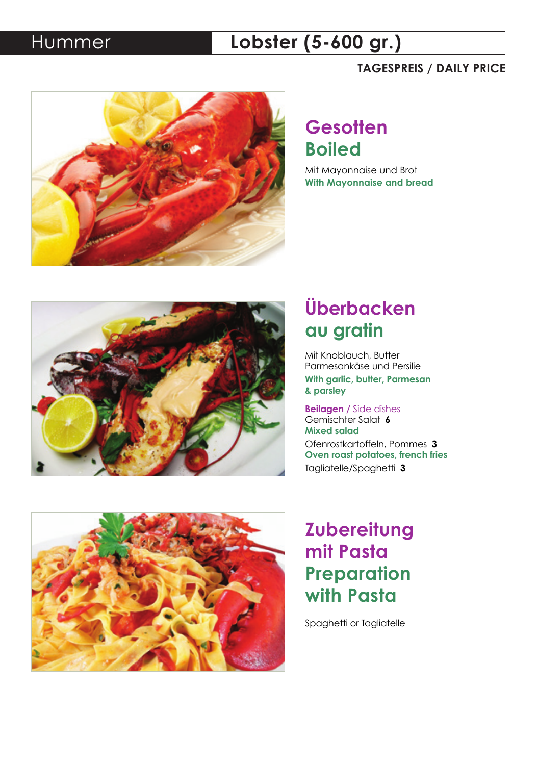# Hummer | Lobster (5-600 gr.)

**TAGESPREIS / DAILY PRICE**

## Gesotten
## Boiled

Mit Mayonnaise und Brot
**With Mayonnaise and bread**

## Überbacken
## au gratin

Mit Knoblauch, Butter
Parmesankäse und Persilie
**With garlic, butter, Parmesan & parsley**

**Beilagen** / Side dishes
Gemischter Salat **6**
**Mixed salad**
Ofenrostkartoffeln, Pommes **3**
**Oven roast potatoes, french fries**
Tagliatelle/Spaghetti **3**

## Zubereitung mit Pasta
## Preparation with Pasta

Spaghetti or Tagliatelle